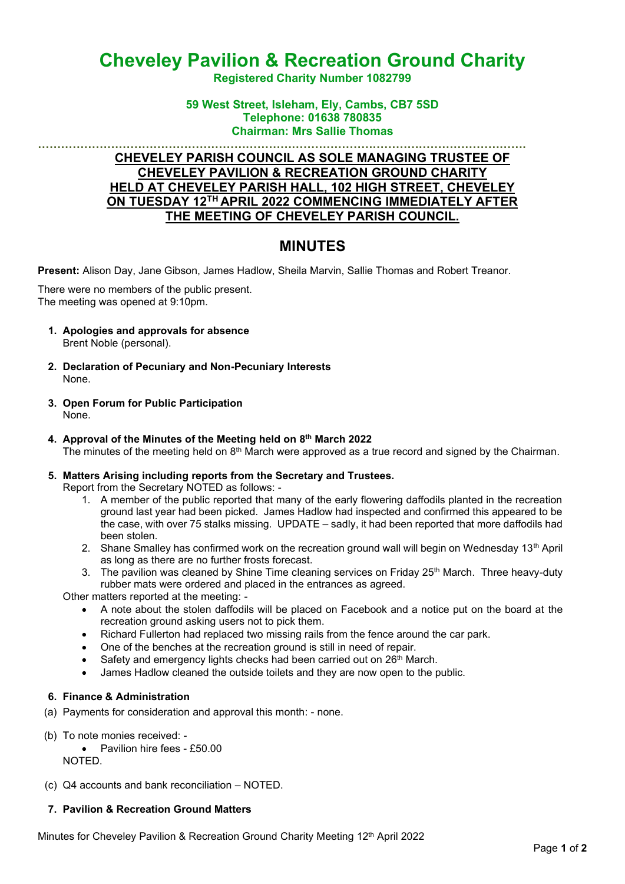# Cheveley Pavilion & Recreation Ground Charity

**Registered Charity Number 1082799**

**59 West Street, Isleham, Ely, Cambs, CB7 5SD**
**Telephone: 01638 780835**
**Chairman: Mrs Sallie Thomas**

---

**CHEVELEY PARISH COUNCIL AS SOLE MANAGING TRUSTEE OF CHEVELEY PAVILION & RECREATION GROUND CHARITY HELD AT CHEVELEY PARISH HALL, 102 HIGH STREET, CHEVELEY ON TUESDAY 12TH APRIL 2022 COMMENCING IMMEDIATELY AFTER THE MEETING OF CHEVELEY PARISH COUNCIL.**

## MINUTES

**Present:** Alison Day, Jane Gibson, James Hadlow, Sheila Marvin, Sallie Thomas and Robert Treanor.

There were no members of the public present.
The meeting was opened at 9:10pm.

1. **Apologies and approvals for absence**
   Brent Noble (personal).

2. **Declaration of Pecuniary and Non-Pecuniary Interests**
   None.

3. **Open Forum for Public Participation**
   None.

4. **Approval of the Minutes of the Meeting held on 8th March 2022**
   The minutes of the meeting held on 8th March were approved as a true record and signed by the Chairman.

5. **Matters Arising including reports from the Secretary and Trustees.**
   Report from the Secretary NOTED as follows: -
   1. A member of the public reported that many of the early flowering daffodils planted in the recreation ground last year had been picked. James Hadlow had inspected and confirmed this appeared to be the case, with over 75 stalks missing. UPDATE – sadly, it had been reported that more daffodils had been stolen.
   2. Shane Smalley has confirmed work on the recreation ground wall will begin on Wednesday 13th April as long as there are no further frosts forecast.
   3. The pavilion was cleaned by Shine Time cleaning services on Friday 25th March. Three heavy-duty rubber mats were ordered and placed in the entrances as agreed.

   Other matters reported at the meeting: -
   - A note about the stolen daffodils will be placed on Facebook and a notice put on the board at the recreation ground asking users not to pick them.
   - Richard Fullerton had replaced two missing rails from the fence around the car park.
   - One of the benches at the recreation ground is still in need of repair.
   - Safety and emergency lights checks had been carried out on 26th March.
   - James Hadlow cleaned the outside toilets and they are now open to the public.

6. **Finance & Administration**

   (a) Payments for consideration and approval this month: - none.

   (b) To note monies received: -
   - Pavilion hire fees - £50.00

   NOTED.

   (c) Q4 accounts and bank reconciliation – NOTED.

7. **Pavilion & Recreation Ground Matters**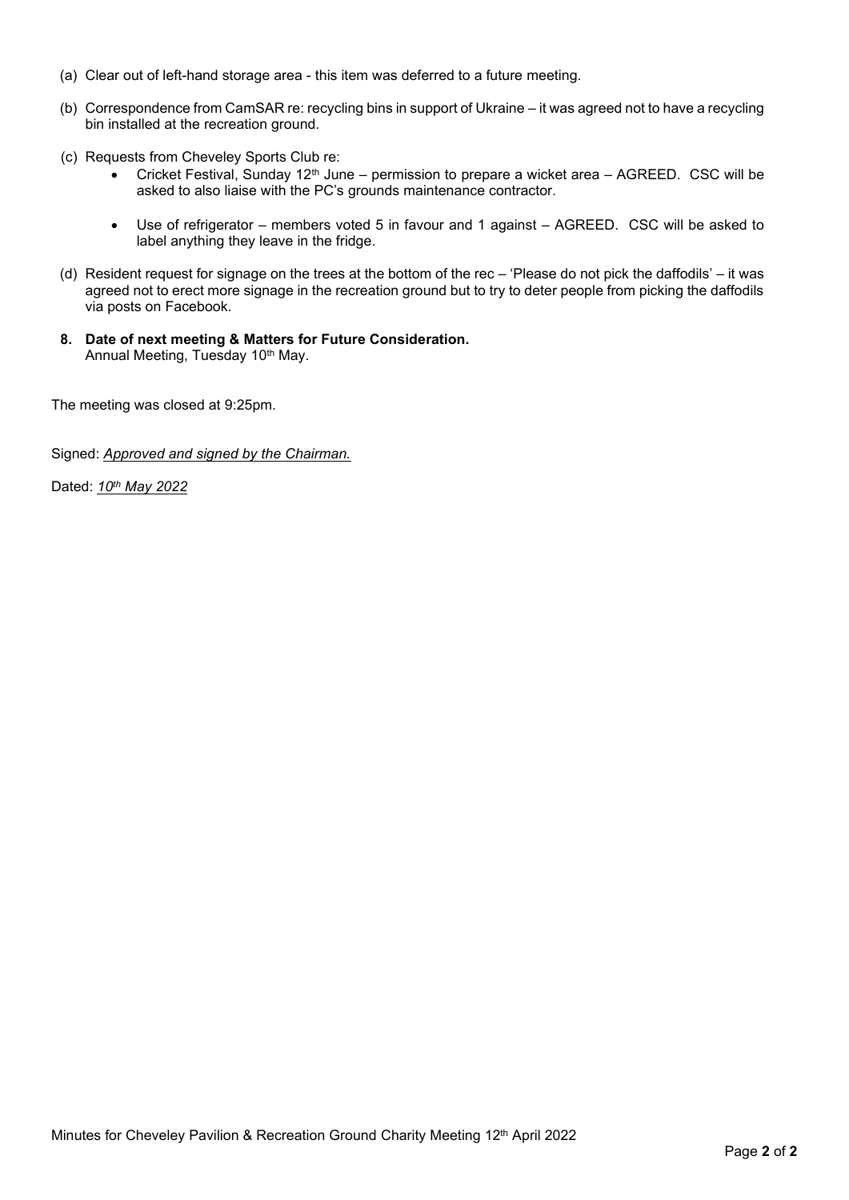(a) Clear out of left-hand storage area - this item was deferred to a future meeting.

(b) Correspondence from CamSAR re: recycling bins in support of Ukraine – it was agreed not to have a recycling bin installed at the recreation ground.

(c) Requests from Cheveley Sports Club re:

- Cricket Festival, Sunday 12th June – permission to prepare a wicket area – AGREED. CSC will be asked to also liaise with the PC's grounds maintenance contractor.

- Use of refrigerator – members voted 5 in favour and 1 against – AGREED. CSC will be asked to label anything they leave in the fridge.

(d) Resident request for signage on the trees at the bottom of the rec – 'Please do not pick the daffodils' – it was agreed not to erect more signage in the recreation ground but to try to deter people from picking the daffodils via posts on Facebook.

**8. Date of next meeting & Matters for Future Consideration.**
Annual Meeting, Tuesday 10th May.

The meeting was closed at 9:25pm.

Signed: *Approved and signed by the Chairman.*

Dated: *10th May 2022*